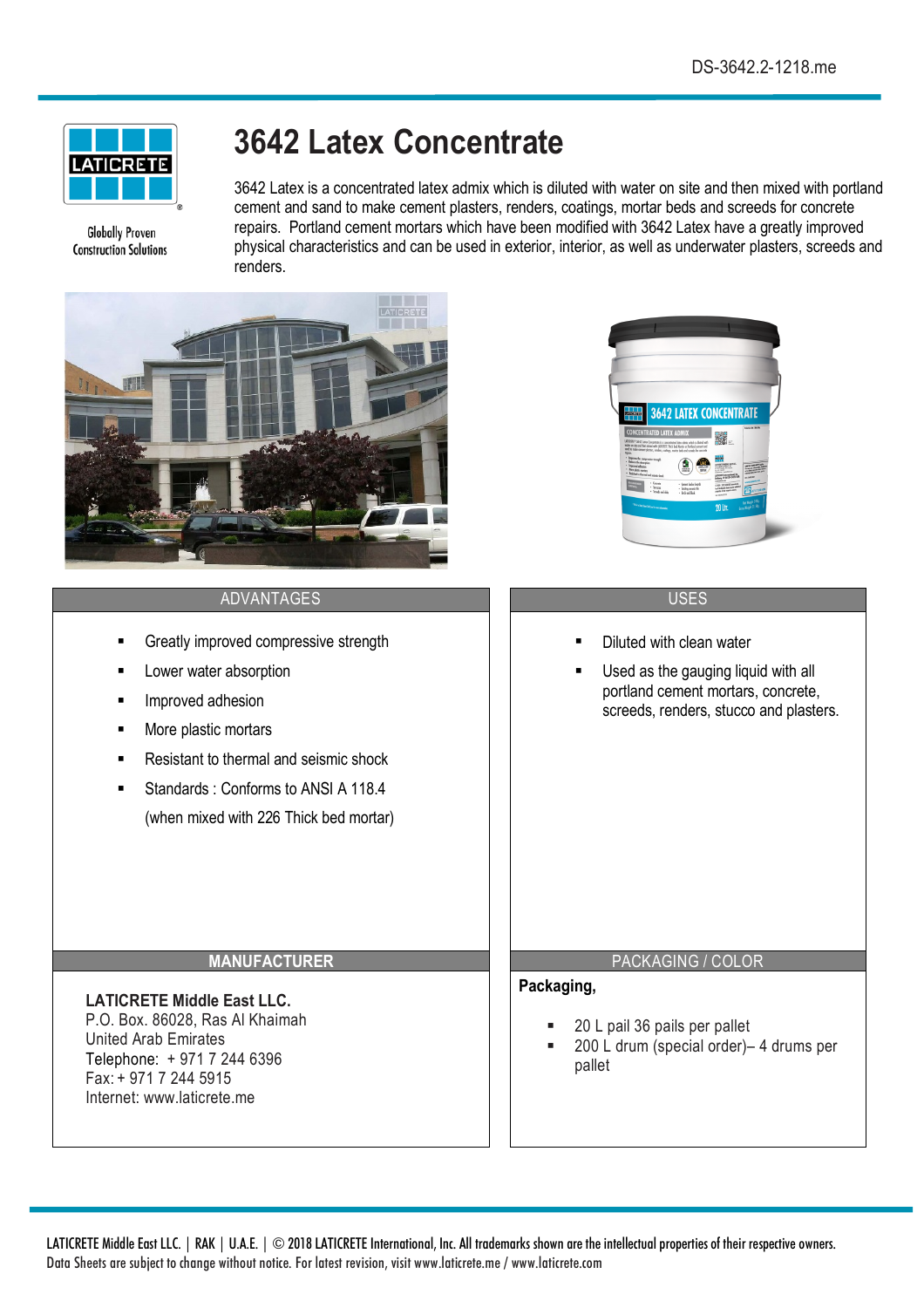DS-3642.2-1218.me

Globally Proven Construction Solutions

# 3642 Latex Concentrate

3642 Latex is a concentrated latex admix which is diluted with water on site and then mixed with portland cement and sand to make cement plasters, renders, coatings, mortar beds and screeds for concrete repairs. Portland cement mortars which have been modified with 3642 Latex have a greatly improved physical characteristics and can be used in exterior, interior, as well as underwater plasters, screeds and renders.

## ADVANTAGES

- Greatly improved compressive strength
- Lower water absorption
- Improved adhesion
- More plastic mortars
- Resistant to thermal and seismic shock
- Standards : Conforms to ANSI A 118.4

  (when mixed with 226 Thick bed mortar)

## USES

- Diluted with clean water
- Used as the gauging liquid with all portland cement mortars, concrete, screeds, renders, stucco and plasters.

## MANUFACTURER

**LATICRETE Middle East LLC.**
P.O. Box. 86028, Ras Al Khaimah
United Arab Emirates
Telephone: + 971 7 244 6396
Fax: + 971 7 244 5915
Internet: www.laticrete.me

## PACKAGING / COLOR

**Packaging,**

- 20 L pail 36 pails per pallet
- 200 L drum (special order)– 4 drums per pallet

LATICRETE Middle East LLC. | RAK | U.A.E. | © 2018 LATICRETE International, Inc. All trademarks shown are the intellectual properties of their respective owners.
Data Sheets are subject to change without notice. For latest revision, visit www.laticrete.me / www.laticrete.com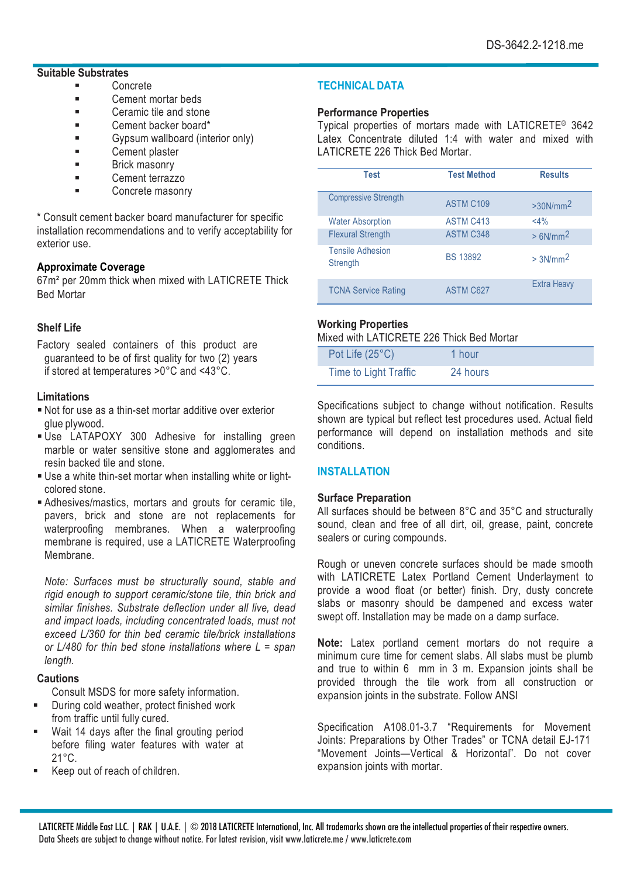## Suitable Substrates

- Concrete
- Cement mortar beds
- Ceramic tile and stone
- Cement backer board*
- Gypsum wallboard (interior only)
- Cement plaster
- Brick masonry
- Cement terrazzo
- Concrete masonry

* Consult cement backer board manufacturer for specific installation recommendations and to verify acceptability for exterior use.

## Approximate Coverage

67m² per 20mm thick when mixed with LATICRETE Thick Bed Mortar

## Shelf Life

Factory sealed containers of this product are guaranteed to be of first quality for two (2) years if stored at temperatures >0°C and <43°C.

## Limitations

- Not for use as a thin-set mortar additive over exterior glue plywood.
- Use LATAPOXY 300 Adhesive for installing green marble or water sensitive stone and agglomerates and resin backed tile and stone.
- Use a white thin-set mortar when installing white or light-colored stone.
- Adhesives/mastics, mortars and grouts for ceramic tile, pavers, brick and stone are not replacements for waterproofing membranes. When a waterproofing membrane is required, use a LATICRETE Waterproofing Membrane.

*Note: Surfaces must be structurally sound, stable and rigid enough to support ceramic/stone tile, thin brick and similar finishes. Substrate deflection under all live, dead and impact loads, including concentrated loads, must not exceed L/360 for thin bed ceramic tile/brick installations or L/480 for thin bed stone installations where L = span length.*

## Cautions

Consult MSDS for more safety information.

- During cold weather, protect finished work from traffic until fully cured.
- Wait 14 days after the final grouting period before filing water features with water at 21°C.
- Keep out of reach of children.

# TECHNICAL DATA

## Performance Properties

Typical properties of mortars made with LATICRETE® 3642 Latex Concentrate diluted 1:4 with water and mixed with LATICRETE 226 Thick Bed Mortar.

| Test | Test Method | Results |
|---|---|---|
| Compressive Strength | ASTM C109 | >30N/mm² |
| Water Absorption | ASTM C413 | <4% |
| Flexural Strength | ASTM C348 | > 6N/mm² |
| Tensile Adhesion Strength | BS 13892 | > 3N/mm² |
| TCNA Service Rating | ASTM C627 | Extra Heavy |

## Working Properties

Mixed with LATICRETE 226 Thick Bed Mortar

| | |
|---|---|
| Pot Life (25°C) | 1 hour |
| Time to Light Traffic | 24 hours |

Specifications subject to change without notification. Results shown are typical but reflect test procedures used. Actual field performance will depend on installation methods and site conditions.

# INSTALLATION

## Surface Preparation

All surfaces should be between 8°C and 35°C and structurally sound, clean and free of all dirt, oil, grease, paint, concrete sealers or curing compounds.

Rough or uneven concrete surfaces should be made smooth with LATICRETE Latex Portland Cement Underlayment to provide a wood float (or better) finish. Dry, dusty concrete slabs or masonry should be dampened and excess water swept off. Installation may be made on a damp surface.

**Note:** Latex portland cement mortars do not require a minimum cure time for cement slabs. All slabs must be plumb and true to within 6 mm in 3 m. Expansion joints shall be provided through the tile work from all construction or expansion joints in the substrate. Follow ANSI

Specification A108.01-3.7 "Requirements for Movement Joints: Preparations by Other Trades" or TCNA detail EJ-171 "Movement Joints—Vertical & Horizontal". Do not cover expansion joints with mortar.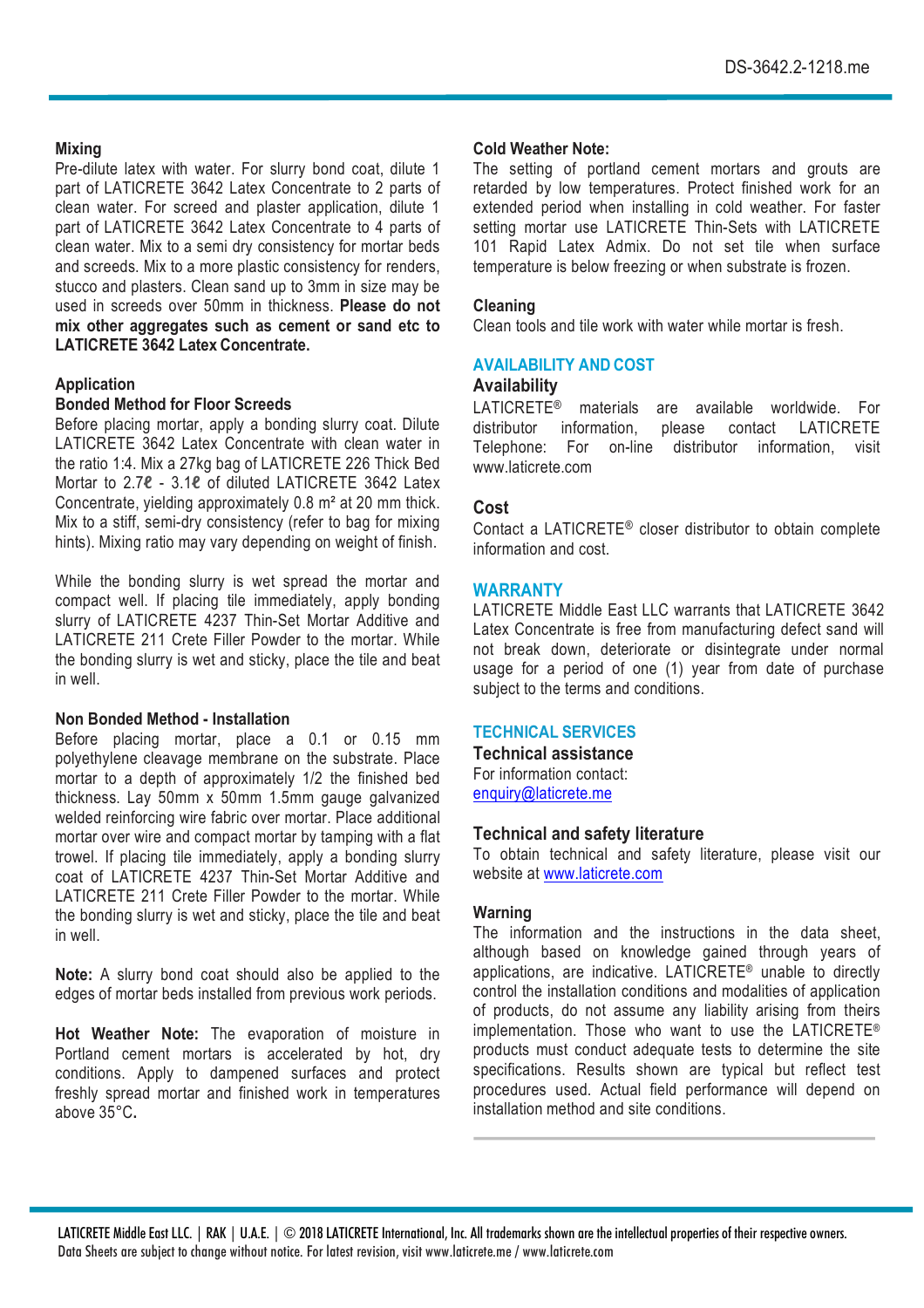### Mixing

Pre-dilute latex with water. For slurry bond coat, dilute 1 part of LATICRETE 3642 Latex Concentrate to 2 parts of clean water. For screed and plaster application, dilute 1 part of LATICRETE 3642 Latex Concentrate to 4 parts of clean water. Mix to a semi dry consistency for mortar beds and screeds. Mix to a more plastic consistency for renders, stucco and plasters. Clean sand up to 3mm in size may be used in screeds over 50mm in thickness. **Please do not mix other aggregates such as cement or sand etc to LATICRETE 3642 Latex Concentrate.**

### Application

#### Bonded Method for Floor Screeds

Before placing mortar, apply a bonding slurry coat. Dilute LATICRETE 3642 Latex Concentrate with clean water in the ratio 1:4. Mix a 27kg bag of LATICRETE 226 Thick Bed Mortar to 2.7ℓ - 3.1ℓ of diluted LATICRETE 3642 Latex Concentrate, yielding approximately 0.8 m² at 20 mm thick. Mix to a stiff, semi-dry consistency (refer to bag for mixing hints). Mixing ratio may vary depending on weight of finish.

While the bonding slurry is wet spread the mortar and compact well. If placing tile immediately, apply bonding slurry of LATICRETE 4237 Thin-Set Mortar Additive and LATICRETE 211 Crete Filler Powder to the mortar. While the bonding slurry is wet and sticky, place the tile and beat in well.

#### Non Bonded Method - Installation

Before placing mortar, place a 0.1 or 0.15 mm polyethylene cleavage membrane on the substrate. Place mortar to a depth of approximately 1/2 the finished bed thickness. Lay 50mm x 50mm 1.5mm gauge galvanized welded reinforcing wire fabric over mortar. Place additional mortar over wire and compact mortar by tamping with a flat trowel. If placing tile immediately, apply a bonding slurry coat of LATICRETE 4237 Thin-Set Mortar Additive and LATICRETE 211 Crete Filler Powder to the mortar. While the bonding slurry is wet and sticky, place the tile and beat in well.

**Note:** A slurry bond coat should also be applied to the edges of mortar beds installed from previous work periods.

**Hot Weather Note:** The evaporation of moisture in Portland cement mortars is accelerated by hot, dry conditions. Apply to dampened surfaces and protect freshly spread mortar and finished work in temperatures above 35°C.

**Cold Weather Note:**
The setting of portland cement mortars and grouts are retarded by low temperatures. Protect finished work for an extended period when installing in cold weather. For faster setting mortar use LATICRETE Thin-Sets with LATICRETE 101 Rapid Latex Admix. Do not set tile when surface temperature is below freezing or when substrate is frozen.

### Cleaning

Clean tools and tile work with water while mortar is fresh.

## AVAILABILITY AND COST

### Availability

LATICRETE® materials are available worldwide. For distributor information, please contact LATICRETE Telephone: For on-line distributor information, visit www.laticrete.com

### Cost

Contact a LATICRETE® closer distributor to obtain complete information and cost.

## WARRANTY

LATICRETE Middle East LLC warrants that LATICRETE 3642 Latex Concentrate is free from manufacturing defect sand will not break down, deteriorate or disintegrate under normal usage for a period of one (1) year from date of purchase subject to the terms and conditions.

## TECHNICAL SERVICES

### Technical assistance

For information contact:
enquiry@laticrete.me

### Technical and safety literature

To obtain technical and safety literature, please visit our website at www.laticrete.com

### Warning

The information and the instructions in the data sheet, although based on knowledge gained through years of applications, are indicative. LATICRETE® unable to directly control the installation conditions and modalities of application of products, do not assume any liability arising from theirs implementation. Those who want to use the LATICRETE® products must conduct adequate tests to determine the site specifications. Results shown are typical but reflect test procedures used. Actual field performance will depend on installation method and site conditions.